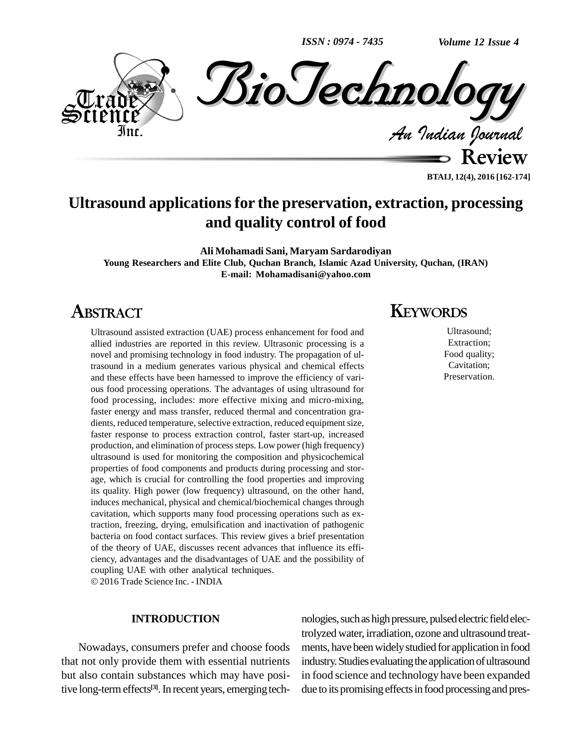# Ultrasound applications for the preservation, extraction, processing and quality control of food

**Ali Mohamadi Sani, Maryam Sardarodiyan**

**Young Researchers and Elite Club, Quchan Branch, Islamic Azad University, Quchan, (IRAN)**

**E-mail: Mohamadisani@yahoo.com**

## ABSTRACT

Ultrasound assisted extraction (UAE) process enhancement for food and allied industries are reported in this review. Ultrasonic processing is a novel and promising technology in food industry. The propagation of ultrasound in a medium generates various physical and chemical effects and these effects have been harnessed to improve the efficiency of various food processing operations. The advantages of using ultrasound for food processing, includes: more effective mixing and micro-mixing, faster energy and mass transfer, reduced thermal and concentration gradients, reduced temperature, selective extraction, reduced equipment size, faster response to process extraction control, faster start-up, increased production, and elimination of process steps. Low power (high frequency) ultrasound is used for monitoring the composition and physicochemical properties of food components and products during processing and storage, which is crucial for controlling the food properties and improving its quality. High power (low frequency) ultrasound, on the other hand, induces mechanical, physical and chemical/biochemical changes through cavitation, which supports many food processing operations such as extraction, freezing, drying, emulsification and inactivation of pathogenic bacteria on food contact surfaces. This review gives a brief presentation of the theory of UAE, discusses recent advances that influence its efficiency, advantages and the disadvantages of UAE and the possibility of coupling UAE with other analytical techniques.

© 2016 Trade Science Inc. - INDIA

## KEYWORDS

Ultrasound;
Extraction;
Food quality;
Cavitation;
Preservation.

## INTRODUCTION

Nowadays, consumers prefer and choose foods that not only provide them with essential nutrients but also contain substances which may have positive long-term effects[3]. In recent years, emerging technologies, such as high pressure, pulsed electric field electrolyzed water, irradiation, ozone and ultrasound treatments, have been widely studied for application in food industry. Studies evaluating the application of ultrasound in food science and technology have been expanded due to its promising effects in food processing and pres-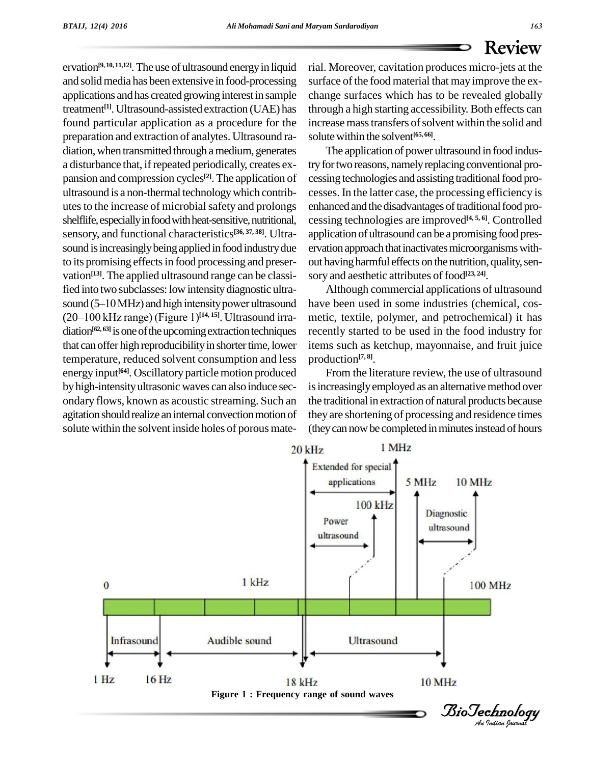ervation[9, 10, 11,12]. The use of ultrasound energy in liquid and solid media has been extensive in food-processing applications and has created growing interest in sample treatment[1]. Ultrasound-assisted extraction (UAE) has found particular application as a procedure for the preparation and extraction of analytes. Ultrasound radiation, when transmitted through a medium, generates a disturbance that, if repeated periodically, creates expansion and compression cycles[2]. The application of ultrasound is a non-thermal technology which contributes to the increase of microbial safety and prolongs shelflife, especially in food with heat-sensitive, nutritional, sensory, and functional characteristics[36, 37, 38]. Ultrasound is increasingly being applied in food industry due to its promising effects in food processing and preservation[13]. The applied ultrasound range can be classified into two subclasses: low intensity diagnostic ultrasound (5–10 MHz) and high intensity power ultrasound (20–100 kHz range) (Figure 1)[14, 15]. Ultrasound irradiation[62, 63] is one of the upcoming extraction techniques that can offer high reproducibility in shorter time, lower temperature, reduced solvent consumption and less energy input[64]. Oscillatory particle motion produced by high-intensity ultrasonic waves can also induce secondary flows, known as acoustic streaming. Such an agitation should realize an internal convection motion of solute within the solvent inside holes of porous material. Moreover, cavitation produces micro-jets at the surface of the food material that may improve the exchange surfaces which has to be revealed globally through a high starting accessibility. Both effects can increase mass transfers of solvent within the solid and solute within the solvent[65, 66].

The application of power ultrasound in food industry for two reasons, namely replacing conventional processing technologies and assisting traditional food processes. In the latter case, the processing efficiency is enhanced and the disadvantages of traditional food processing technologies are improved[4, 5, 6]. Controlled application of ultrasound can be a promising food preservation approach that inactivates microorganisms without having harmful effects on the nutrition, quality, sensory and aesthetic attributes of food[23, 24].

Although commercial applications of ultrasound have been used in some industries (chemical, cosmetic, textile, polymer, and petrochemical) it has recently started to be used in the food industry for items such as ketchup, mayonnaise, and fruit juice production[7, 8].

From the literature review, the use of ultrasound is increasingly employed as an alternative method over the traditional in extraction of natural products because they are shortening of processing and residence times (they can now be completed in minutes instead of hours

Figure 1 : Frequency range of sound waves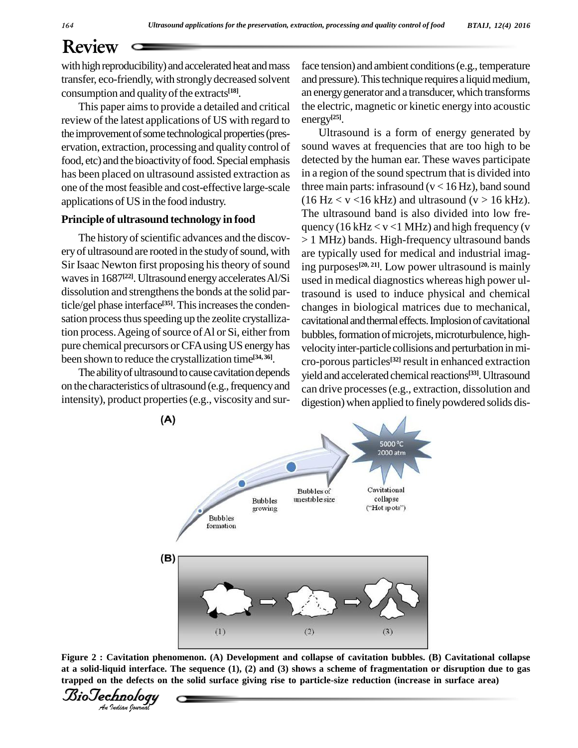with high reproducibility) and accelerated heat and mass transfer, eco-friendly, with strongly decreased solvent consumption and quality of the extracts[18].

This paper aims to provide a detailed and critical review of the latest applications of US with regard to the improvement of some technological properties (preservation, extraction, processing and quality control of food, etc) and the bioactivity of food. Special emphasis has been placed on ultrasound assisted extraction as one of the most feasible and cost-effective large-scale applications of US in the food industry.

## Principle of ultrasound technology in food

The history of scientific advances and the discovery of ultrasound are rooted in the study of sound, with Sir Isaac Newton first proposing his theory of sound waves in 1687[22]. Ultrasound energy accelerates Al/Si dissolution and strengthens the bonds at the solid particle/gel phase interface[35]. This increases the condensation process thus speeding up the zeolite crystallization process. Ageing of source of Al or Si, either from pure chemical precursors or CFA using US energy has been shown to reduce the crystallization time[34, 36].

The ability of ultrasound to cause cavitation depends on the characteristics of ultrasound (e.g., frequency and intensity), product properties (e.g., viscosity and surface tension) and ambient conditions (e.g., temperature and pressure). This technique requires a liquid medium, an energy generator and a transducer, which transforms the electric, magnetic or kinetic energy into acoustic energy[25].

Ultrasound is a form of energy generated by sound waves at frequencies that are too high to be detected by the human ear. These waves participate in a region of the sound spectrum that is divided into three main parts: infrasound ($v < 16$ Hz), band sound ($16\text{ Hz} < v < 16\text{ kHz}$) and ultrasound ($v > 16$ kHz). The ultrasound band is also divided into low frequency ($16\text{ kHz} < v < 1\text{ MHz}$) and high frequency ($v > 1$ MHz) bands. High-frequency ultrasound bands are typically used for medical and industrial imaging purposes[20, 21]. Low power ultrasound is mainly used in medical diagnostics whereas high power ultrasound is used to induce physical and chemical changes in biological matrices due to mechanical, cavitational and thermal effects. Implosion of cavitational bubbles, formation of microjets, microturbulence, high-velocity inter-particle collisions and perturbation in micro-porous particles[32] result in enhanced extraction yield and accelerated chemical reactions[33]. Ultrasound can drive processes (e.g., extraction, dissolution and digestion) when applied to finely powdered solids dis-

**Figure 2 : Cavitation phenomenon. (A) Development and collapse of cavitation bubbles. (B) Cavitational collapse at a solid-liquid interface. The sequence (1), (2) and (3) shows a scheme of fragmentation or disruption due to gas trapped on the defects on the solid surface giving rise to particle-size reduction (increase in surface area)**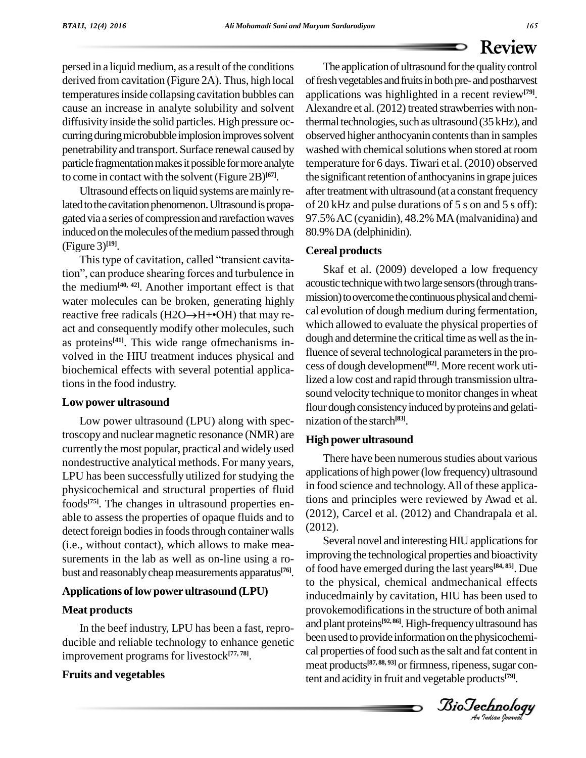persed in a liquid medium, as a result of the conditions derived from cavitation (Figure 2A). Thus, high local temperatures inside collapsing cavitation bubbles can cause an increase in analyte solubility and solvent diffusivity inside the solid particles. High pressure occurring during microbubble implosion improves solvent penetrability and transport. Surface renewal caused by particle fragmentation makes it possible for more analyte to come in contact with the solvent (Figure 2B)[67].

Ultrasound effects on liquid systems are mainly related to the cavitation phenomenon. Ultrasound is propagated via a series of compression and rarefaction waves induced on the molecules of the medium passed through (Figure 3)[19].

This type of cavitation, called "transient cavitation", can produce shearing forces and turbulence in the medium[40, 42]. Another important effect is that water molecules can be broken, generating highly reactive free radicals ($H_2O \rightarrow H + \bullet OH$) that may react and consequently modify other molecules, such as proteins[41]. This wide range ofmechanisms involved in the HIU treatment induces physical and biochemical effects with several potential applications in the food industry.

## Low power ultrasound

Low power ultrasound (LPU) along with spectroscopy and nuclear magnetic resonance (NMR) are currently the most popular, practical and widely used nondestructive analytical methods. For many years, LPU has been successfully utilized for studying the physicochemical and structural properties of fluid foods[75]. The changes in ultrasound properties enable to assess the properties of opaque fluids and to detect foreign bodies in foods through container walls (i.e., without contact), which allows to make measurements in the lab as well as on-line using a robust and reasonably cheap measurements apparatus[76].

## Applications of low power ultrasound (LPU)

### Meat products

In the beef industry, LPU has been a fast, reproducible and reliable technology to enhance genetic improvement programs for livestock[77, 78].

### Fruits and vegetables

The application of ultrasound for the quality control of fresh vegetables and fruits in both pre- and postharvest applications was highlighted in a recent review[79]. Alexandre et al. (2012) treated strawberries with nonthermal technologies, such as ultrasound (35 kHz), and observed higher anthocyanin contents than in samples washed with chemical solutions when stored at room temperature for 6 days. Tiwari et al. (2010) observed the significant retention of anthocyanins in grape juices after treatment with ultrasound (at a constant frequency of 20 kHz and pulse durations of 5 s on and 5 s off): 97.5% AC (cyanidin), 48.2% MA (malvanidina) and 80.9% DA (delphinidin).

### Cereal products

Skaf et al. (2009) developed a low frequency acoustic technique with two large sensors (through transmission) to overcome the continuous physical and chemical evolution of dough medium during fermentation, which allowed to evaluate the physical properties of dough and determine the critical time as well as the influence of several technological parameters in the process of dough development[82]. More recent work utilized a low cost and rapid through transmission ultrasound velocity technique to monitor changes in wheat flour dough consistency induced by proteins and gelatinization of the starch[83].

## High power ultrasound

There have been numerous studies about various applications of high power (low frequency) ultrasound in food science and technology. All of these applications and principles were reviewed by Awad et al. (2012), Carcel et al. (2012) and Chandrapala et al. (2012).

Several novel and interesting HIU applications for improving the technological properties and bioactivity of food have emerged during the last years[84, 85]. Due to the physical, chemical andmechanical effects inducedmainly by cavitation, HIU has been used to provokemodifications in the structure of both animal and plant proteins[92, 86]. High-frequency ultrasound has been used to provide information on the physicochemical properties of food such as the salt and fat content in meat products[87, 88, 93] or firmness, ripeness, sugar content and acidity in fruit and vegetable products[79].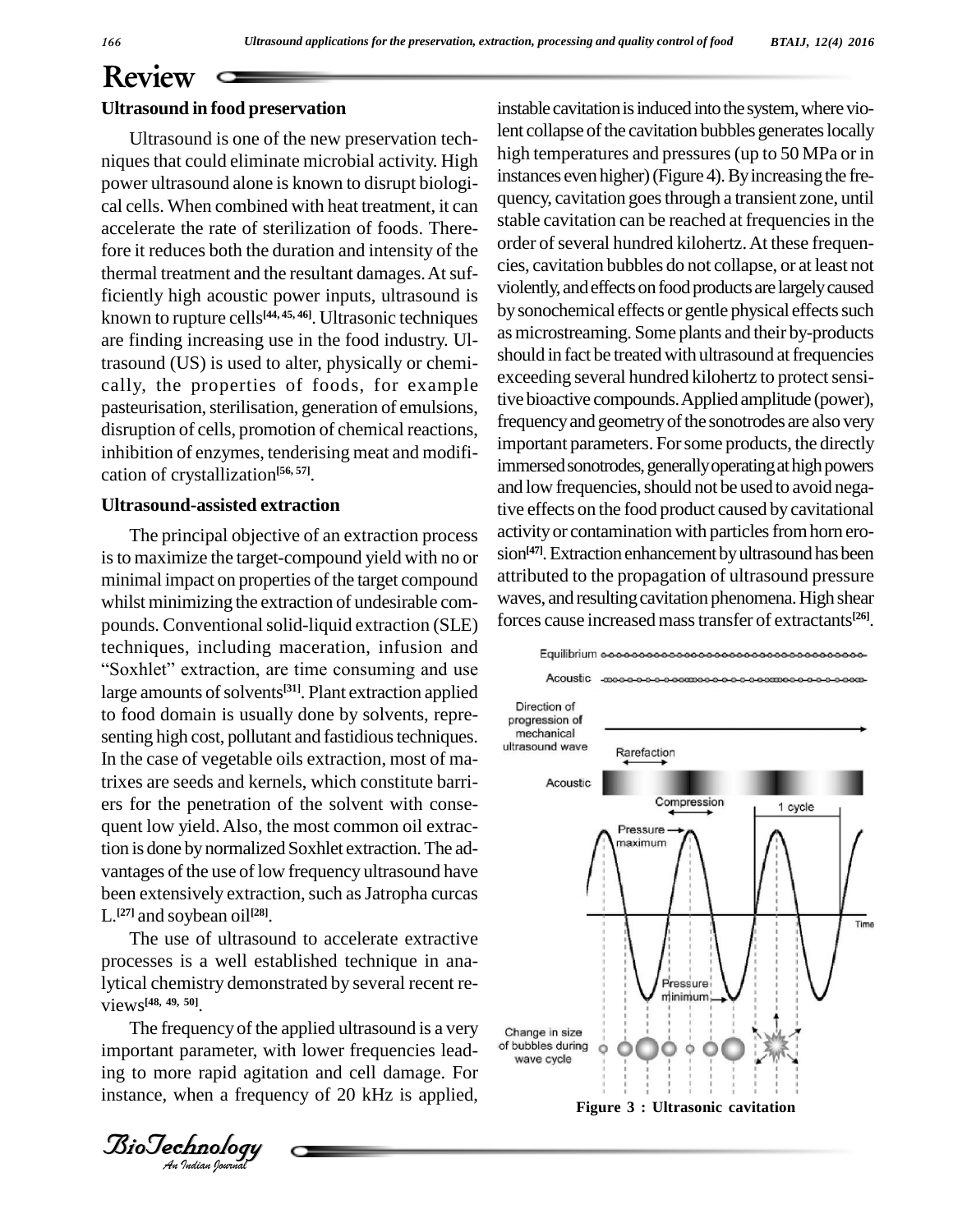## Ultrasound in food preservation

Ultrasound is one of the new preservation techniques that could eliminate microbial activity. High power ultrasound alone is known to disrupt biological cells. When combined with heat treatment, it can accelerate the rate of sterilization of foods. Therefore it reduces both the duration and intensity of the thermal treatment and the resultant damages. At sufficiently high acoustic power inputs, ultrasound is known to rupture cells[44, 45, 46]. Ultrasonic techniques are finding increasing use in the food industry. Ultrasound (US) is used to alter, physically or chemically, the properties of foods, for example pasteurisation, sterilisation, generation of emulsions, disruption of cells, promotion of chemical reactions, inhibition of enzymes, tenderising meat and modification of crystallization[56, 57].

## Ultrasound-assisted extraction

The principal objective of an extraction process is to maximize the target-compound yield with no or minimal impact on properties of the target compound whilst minimizing the extraction of undesirable compounds. Conventional solid-liquid extraction (SLE) techniques, including maceration, infusion and "Soxhlet" extraction, are time consuming and use large amounts of solvents[31]. Plant extraction applied to food domain is usually done by solvents, representing high cost, pollutant and fastidious techniques. In the case of vegetable oils extraction, most of matrixes are seeds and kernels, which constitute barriers for the penetration of the solvent with consequent low yield. Also, the most common oil extraction is done by normalized Soxhlet extraction. The advantages of the use of low frequency ultrasound have been extensively extraction, such as Jatropha curcas L.[27] and soybean oil[28].

The use of ultrasound to accelerate extractive processes is a well established technique in analytical chemistry demonstrated by several recent reviews[48, 49, 50].

The frequency of the applied ultrasound is a very important parameter, with lower frequencies leading to more rapid agitation and cell damage. For instance, when a frequency of 20 kHz is applied, instable cavitation is induced into the system, where violent collapse of the cavitation bubbles generates locally high temperatures and pressures (up to 50 MPa or in instances even higher) (Figure 4). By increasing the frequency, cavitation goes through a transient zone, until stable cavitation can be reached at frequencies in the order of several hundred kilohertz. At these frequencies, cavitation bubbles do not collapse, or at least not violently, and effects on food products are largely caused by sonochemical effects or gentle physical effects such as microstreaming. Some plants and their by-products should in fact be treated with ultrasound at frequencies exceeding several hundred kilohertz to protect sensitive bioactive compounds. Applied amplitude (power), frequency and geometry of the sonotrodes are also very important parameters. For some products, the directly immersed sonotrodes, generally operating at high powers and low frequencies, should not be used to avoid negative effects on the food product caused by cavitational activity or contamination with particles from horn erosion[47]. Extraction enhancement by ultrasound has been attributed to the propagation of ultrasound pressure waves, and resulting cavitation phenomena. High shear forces cause increased mass transfer of extractants[26].

**Figure 3 : Ultrasonic cavitation**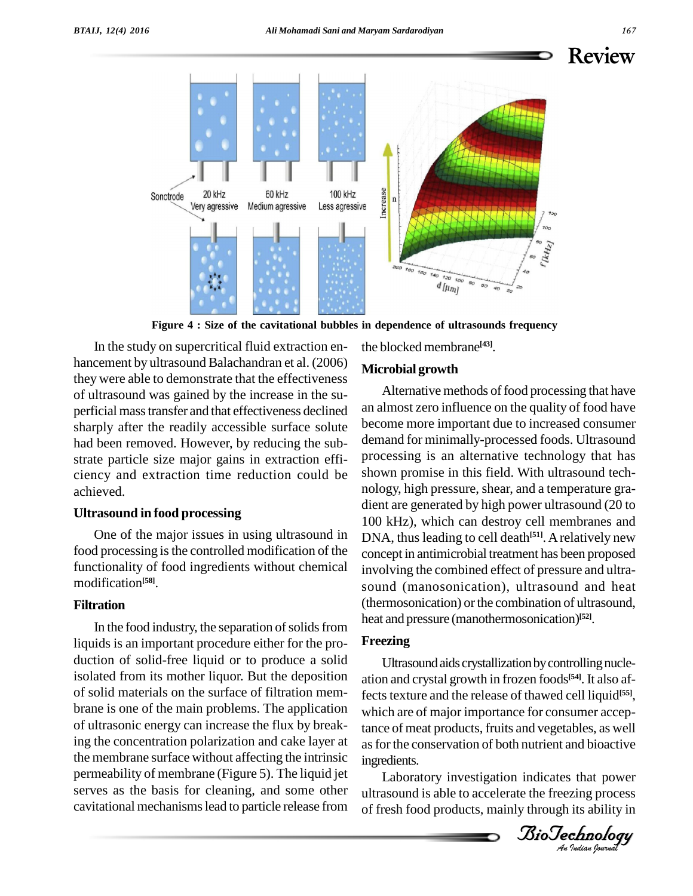Figure 4 : Size of the cavitational bubbles in dependence of ultrasounds frequency

In the study on supercritical fluid extraction enhancement by ultrasound Balachandran et al. (2006) they were able to demonstrate that the effectiveness of ultrasound was gained by the increase in the superficial mass transfer and that effectiveness declined sharply after the readily accessible surface solute had been removed. However, by reducing the substrate particle size major gains in extraction efficiency and extraction time reduction could be achieved.

## Ultrasound in food processing

One of the major issues in using ultrasound in food processing is the controlled modification of the functionality of food ingredients without chemical modification[58].

### Filtration

In the food industry, the separation of solids from liquids is an important procedure either for the production of solid-free liquid or to produce a solid isolated from its mother liquor. But the deposition of solid materials on the surface of filtration membrane is one of the main problems. The application of ultrasonic energy can increase the flux by breaking the concentration polarization and cake layer at the membrane surface without affecting the intrinsic permeability of membrane (Figure 5). The liquid jet serves as the basis for cleaning, and some other cavitational mechanisms lead to particle release from the blocked membrane[43].

### Microbial growth

Alternative methods of food processing that have an almost zero influence on the quality of food have become more important due to increased consumer demand for minimally-processed foods. Ultrasound processing is an alternative technology that has shown promise in this field. With ultrasound technology, high pressure, shear, and a temperature gradient are generated by high power ultrasound (20 to 100 kHz), which can destroy cell membranes and DNA, thus leading to cell death[51]. A relatively new concept in antimicrobial treatment has been proposed involving the combined effect of pressure and ultrasound (manosonication), ultrasound and heat (thermosonication) or the combination of ultrasound, heat and pressure (manothermosonication)[52].

### Freezing

Ultrasound aids crystallization by controlling nucleation and crystal growth in frozen foods[54]. It also affects texture and the release of thawed cell liquid[55], which are of major importance for consumer acceptance of meat products, fruits and vegetables, as well as for the conservation of both nutrient and bioactive ingredients.

Laboratory investigation indicates that power ultrasound is able to accelerate the freezing process of fresh food products, mainly through its ability in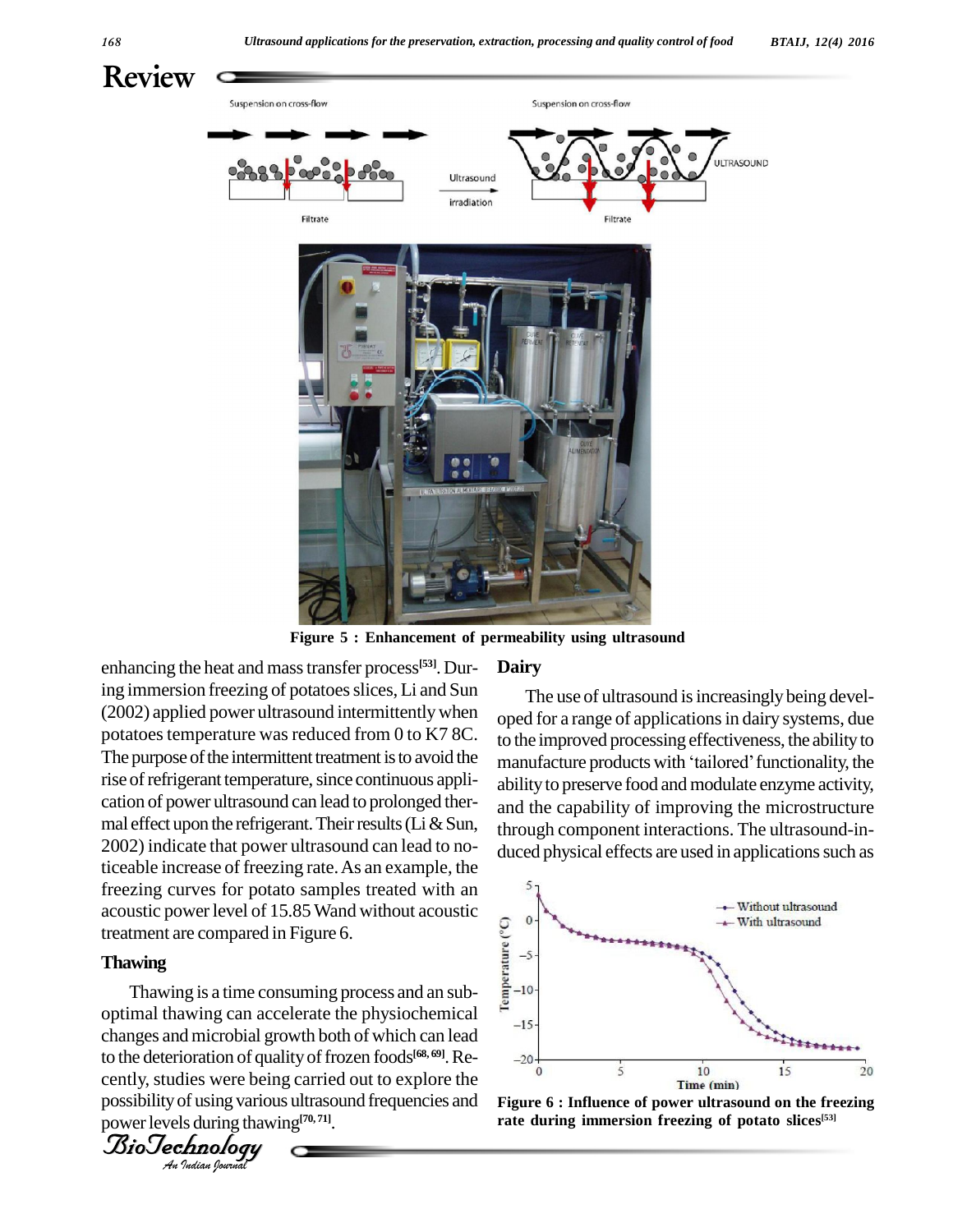Figure 5 : Enhancement of permeability using ultrasound

enhancing the heat and mass transfer process[53]. During immersion freezing of potatoes slices, Li and Sun (2002) applied power ultrasound intermittently when potatoes temperature was reduced from 0 to K7 8C. The purpose of the intermittent treatment is to avoid the rise of refrigerant temperature, since continuous application of power ultrasound can lead to prolonged thermal effect upon the refrigerant. Their results (Li & Sun, 2002) indicate that power ultrasound can lead to noticeable increase of freezing rate. As an example, the freezing curves for potato samples treated with an acoustic power level of 15.85 W and without acoustic treatment are compared in Figure 6.

### Thawing

Thawing is a time consuming process and an suboptimal thawing can accelerate the physiochemical changes and microbial growth both of which can lead to the deterioration of quality of frozen foods[68, 69]. Recently, studies were being carried out to explore the possibility of using various ultrasound frequencies and power levels during thawing[70, 71].

### Dairy

The use of ultrasound is increasingly being developed for a range of applications in dairy systems, due to the improved processing effectiveness, the ability to manufacture products with 'tailored' functionality, the ability to preserve food and modulate enzyme activity, and the capability of improving the microstructure through component interactions. The ultrasound-induced physical effects are used in applications such as

Figure 6 : Influence of power ultrasound on the freezing rate during immersion freezing of potato slices[53]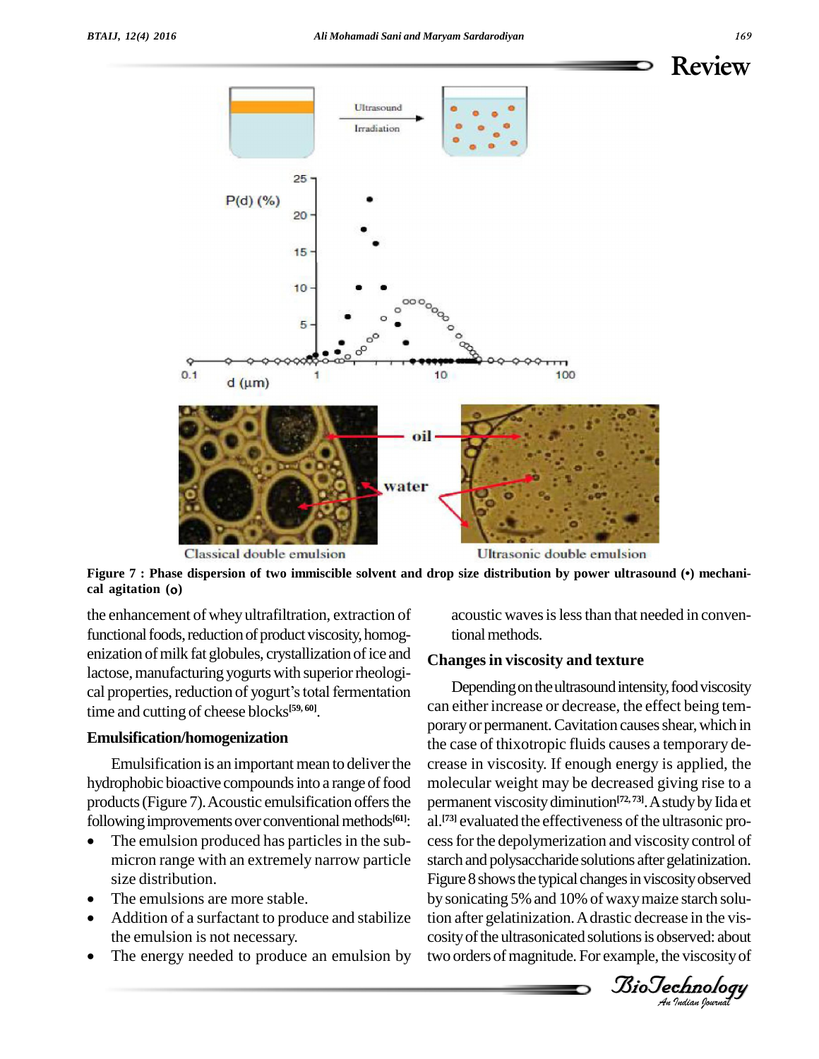Figure 7 : Phase dispersion of two immiscible solvent and drop size distribution by power ultrasound (•) mechanical agitation (o)

the enhancement of whey ultrafiltration, extraction of functional foods, reduction of product viscosity, homogenization of milk fat globules, crystallization of ice and lactose, manufacturing yogurts with superior rheological properties, reduction of yogurt's total fermentation time and cutting of cheese blocks[59, 60].

### Emulsification/homogenization

Emulsification is an important mean to deliver the hydrophobic bioactive compounds into a range of food products (Figure 7). Acoustic emulsification offers the following improvements over conventional methods[61]:

- The emulsion produced has particles in the submicron range with an extremely narrow particle size distribution.
- The emulsions are more stable.
- Addition of a surfactant to produce and stabilize the emulsion is not necessary.
- The energy needed to produce an emulsion by acoustic waves is less than that needed in conventional methods.

### Changes in viscosity and texture

Depending on the ultrasound intensity, food viscosity can either increase or decrease, the effect being temporary or permanent. Cavitation causes shear, which in the case of thixotropic fluids causes a temporary decrease in viscosity. If enough energy is applied, the molecular weight may be decreased giving rise to a permanent viscosity diminution[72, 73]. A study by Iida et al.[73] evaluated the effectiveness of the ultrasonic process for the depolymerization and viscosity control of starch and polysaccharide solutions after gelatinization. Figure 8 shows the typical changes in viscosity observed by sonicating 5% and 10% of waxy maize starch solution after gelatinization. A drastic decrease in the viscosity of the ultrasonicated solutions is observed: about two orders of magnitude. For example, the viscosity of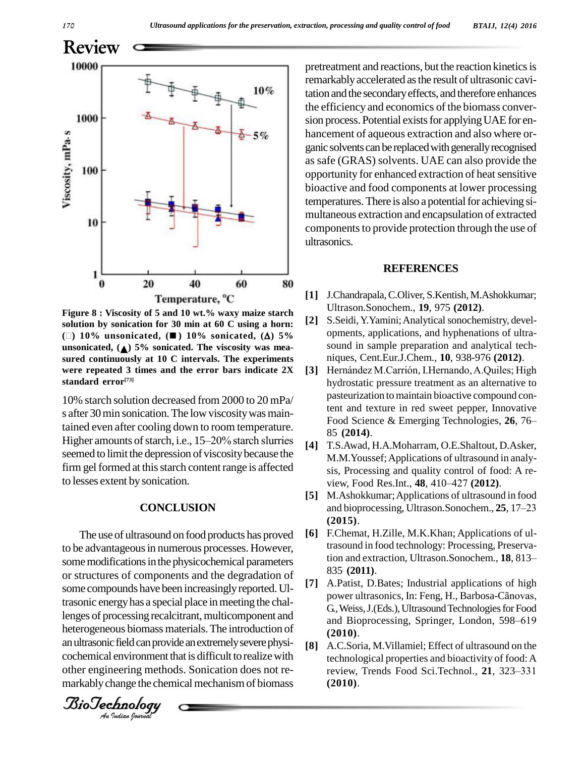Figure 8 : Viscosity of 5 and 10 wt.% waxy maize starch solution by sonication for 30 min at 60 C using a horn: (□) 10% unsonicated, (■) 10% sonicated, (Δ) 5% unsonicated, (▲) 5% sonicated. The viscosity was measured continuously at 10 C intervals. The experiments were repeated 3 times and the error bars indicate 2X standard error[73]

10% starch solution decreased from 2000 to 20 mPa/s after 30 min sonication. The low viscosity was maintained even after cooling down to room temperature. Higher amounts of starch, i.e., 15–20% starch slurries seemed to limit the depression of viscosity because the firm gel formed at this starch content range is affected to lesses extent by sonication.

## CONCLUSION

The use of ultrasound on food products has proved to be advantageous in numerous processes. However, some modifications in the physicochemical parameters or structures of components and the degradation of some compounds have been increasingly reported. Ultrasonic energy has a special place in meeting the challenges of processing recalcitrant, multicomponent and heterogeneous biomass materials. The introduction of an ultrasonic field can provide an extremely severe physicochemical environment that is difficult to realize with other engineering methods. Sonication does not remarkably change the chemical mechanism of biomass pretreatment and reactions, but the reaction kinetics is remarkably accelerated as the result of ultrasonic cavitation and the secondary effects, and therefore enhances the efficiency and economics of the biomass conversion process. Potential exists for applying UAE for enhancement of aqueous extraction and also where organic solvents can be replaced with generally recognised as safe (GRAS) solvents. UAE can also provide the opportunity for enhanced extraction of heat sensitive bioactive and food components at lower processing temperatures. There is also a potential for achieving simultaneous extraction and encapsulation of extracted components to provide protection through the use of ultrasonics.

## REFERENCES

[1] J.Chandrapala, C.Oliver, S.Kentish, M.Ashokkumar; Ultrason.Sonochem., **19**, 975 **(2012)**.

[2] S.Seidi, Y.Yamini; Analytical sonochemistry, developments, applications, and hyphenations of ultrasound in sample preparation and analytical techniques, Cent.Eur.J.Chem., **10**, 938-976 **(2012)**.

[3] Hernández M.Carrión, I.Hernando, A.Quiles; High hydrostatic pressure treatment as an alternative to pasteurization to maintain bioactive compound content and texture in red sweet pepper, Innovative Food Science & Emerging Technologies, **26**, 76–85 **(2014)**.

[4] T.S.Awad, H.A.Moharram, O.E.Shaltout, D.Asker, M.M.Youssef; Applications of ultrasound in analysis, Processing and quality control of food: A review, Food Res.Int., **48**, 410–427 **(2012)**.

[5] M.Ashokkumar; Applications of ultrasound in food and bioprocessing, Ultrason.Sonochem., **25**, 17–23 **(2015)**.

[6] F.Chemat, H.Zille, M.K.Khan; Applications of ultrasound in food technology: Processing, Preservation and extraction, Ultrason.Sonochem., **18**, 813–835 **(2011)**.

[7] A.Patist, D.Bates; Industrial applications of high power ultrasonics, In: Feng, H., Barbosa-Cãnovas, G., Weiss, J.(Eds.), Ultrasound Technologies for Food and Bioprocessing, Springer, London, 598–619 **(2010)**.

[8] A.C.Soria, M.Villamiel; Effect of ultrasound on the technological properties and bioactivity of food: A review, Trends Food Sci.Technol., **21**, 323–331 **(2010)**.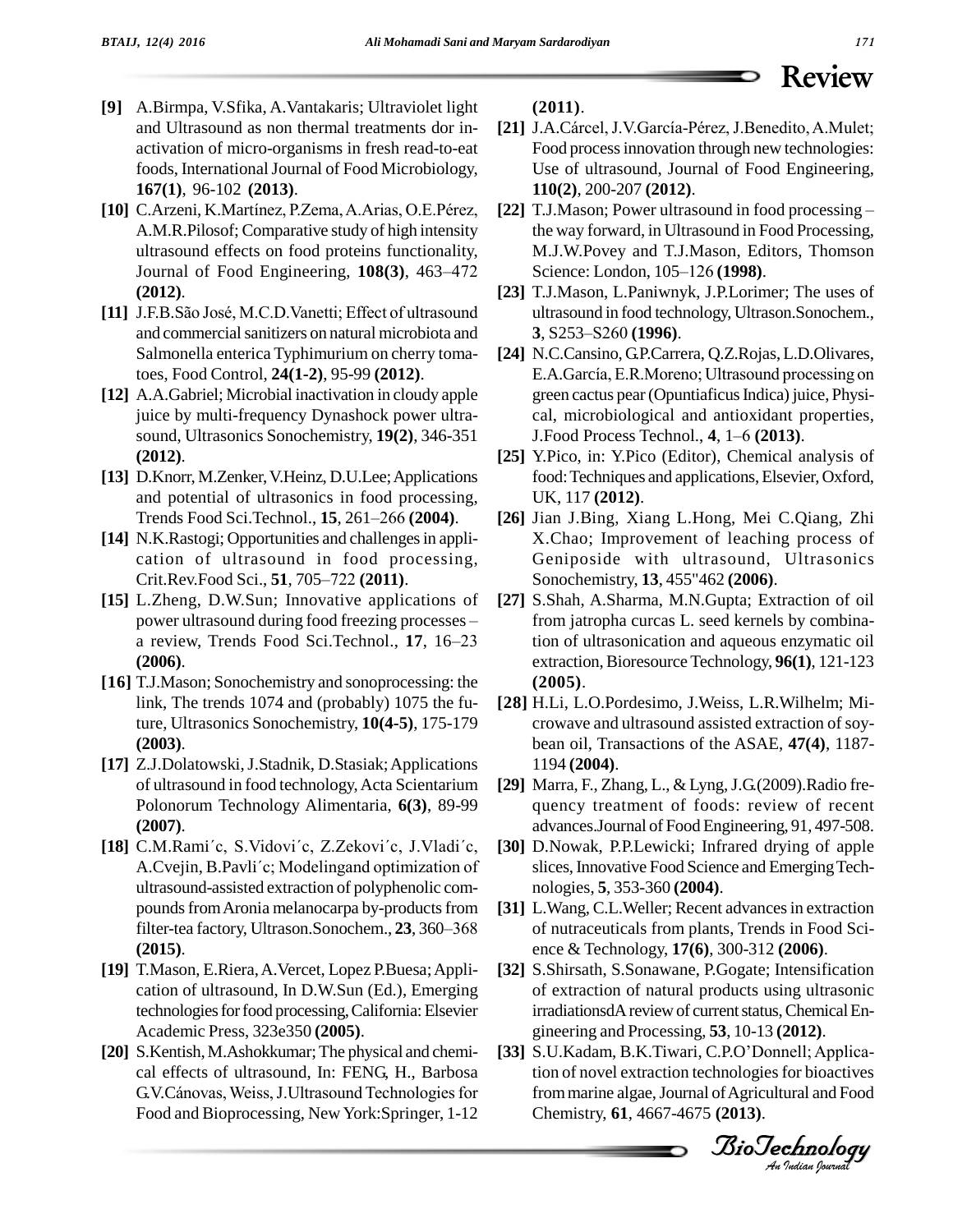**[9]** A.Birmpa, V.Sfika, A.Vantakaris; Ultraviolet light and Ultrasound as non thermal treatments dor inactivation of micro-organisms in fresh read-to-eat foods, International Journal of Food Microbiology, **167(1)**, 96-102 **(2013)**.

**[10]** C.Arzeni, K.Martínez, P.Zema, A.Arias, O.E.Pérez, A.M.R.Pilosof; Comparative study of high intensity ultrasound effects on food proteins functionality, Journal of Food Engineering, **108(3)**, 463–472 **(2012)**.

**[11]** J.F.B.São José, M.C.D.Vanetti; Effect of ultrasound and commercial sanitizers on natural microbiota and Salmonella enterica Typhimurium on cherry tomatoes, Food Control, **24(1-2)**, 95-99 **(2012)**.

**[12]** A.A.Gabriel; Microbial inactivation in cloudy apple juice by multi-frequency Dynashock power ultrasound, Ultrasonics Sonochemistry, **19(2)**, 346-351 **(2012)**.

**[13]** D.Knorr, M.Zenker, V.Heinz, D.U.Lee; Applications and potential of ultrasonics in food processing, Trends Food Sci.Technol., **15**, 261–266 **(2004)**.

**[14]** N.K.Rastogi; Opportunities and challenges in application of ultrasound in food processing, Crit.Rev.Food Sci., **51**, 705–722 **(2011)**.

**[15]** L.Zheng, D.W.Sun; Innovative applications of power ultrasound during food freezing processes – a review, Trends Food Sci.Technol., **17**, 16–23 **(2006)**.

**[16]** T.J.Mason; Sonochemistry and sonoprocessing: the link, The trends 1074 and (probably) 1075 the future, Ultrasonics Sonochemistry, **10(4-5)**, 175-179 **(2003)**.

**[17]** Z.J.Dolatowski, J.Stadnik, D.Stasiak; Applications of ultrasound in food technology, Acta Scientarium Polonorum Technology Alimentaria, **6(3)**, 89-99 **(2007)**.

**[18]** C.M.Rami´c, S.Vidovi´c, Z.Zekovi´c, J.Vladi´c, A.Cvejin, B.Pavli´c; Modelingand optimization of ultrasound-assisted extraction of polyphenolic compounds from Aronia melanocarpa by-products from filter-tea factory, Ultrason.Sonochem., **23**, 360–368 **(2015)**.

**[19]** T.Mason, E.Riera, A.Vercet, Lopez P.Buesa; Application of ultrasound, In D.W.Sun (Ed.), Emerging technologies for food processing, California: Elsevier Academic Press, 323e350 **(2005)**.

**[20]** S.Kentish, M.Ashokkumar; The physical and chemical effects of ultrasound, In: FENG, H., Barbosa G.V.Cánovas, Weiss, J.Ultrasound Technologies for Food and Bioprocessing, New York:Springer, 1-12 **(2011)**.

**[21]** J.A.Cárcel, J.V.García-Pérez, J.Benedito, A.Mulet; Food process innovation through new technologies: Use of ultrasound, Journal of Food Engineering, **110(2)**, 200-207 **(2012)**.

**[22]** T.J.Mason; Power ultrasound in food processing – the way forward, in Ultrasound in Food Processing, M.J.W.Povey and T.J.Mason, Editors, Thomson Science: London, 105–126 **(1998)**.

**[23]** T.J.Mason, L.Paniwnyk, J.P.Lorimer; The uses of ultrasound in food technology, Ultrason.Sonochem., **3**, S253–S260 **(1996)**.

**[24]** N.C.Cansino, G.P.Carrera, Q.Z.Rojas, L.D.Olivares, E.A.García, E.R.Moreno; Ultrasound processing on green cactus pear (Opuntiaficus Indica) juice, Physical, microbiological and antioxidant properties, J.Food Process Technol., **4**, 1–6 **(2013)**.

**[25]** Y.Pico, in: Y.Pico (Editor), Chemical analysis of food: Techniques and applications, Elsevier, Oxford, UK, 117 **(2012)**.

**[26]** Jian J.Bing, Xiang L.Hong, Mei C.Qiang, Zhi X.Chao; Improvement of leaching process of Geniposide with ultrasound, Ultrasonics Sonochemistry, **13**, 455"462 **(2006)**.

**[27]** S.Shah, A.Sharma, M.N.Gupta; Extraction of oil from jatropha curcas L. seed kernels by combination of ultrasonication and aqueous enzymatic oil extraction, Bioresource Technology, **96(1)**, 121-123 **(2005)**.

**[28]** H.Li, L.O.Pordesimo, J.Weiss, L.R.Wilhelm; Microwave and ultrasound assisted extraction of soybean oil, Transactions of the ASAE, **47(4)**, 1187-1194 **(2004)**.

**[29]** Marra, F., Zhang, L., & Lyng, J.G.(2009).Radio frequency treatment of foods: review of recent advances.Journal of Food Engineering, 91, 497-508.

**[30]** D.Nowak, P.P.Lewicki; Infrared drying of apple slices, Innovative Food Science and Emerging Technologies, **5**, 353-360 **(2004)**.

**[31]** L.Wang, C.L.Weller; Recent advances in extraction of nutraceuticals from plants, Trends in Food Science & Technology, **17(6)**, 300-312 **(2006)**.

**[32]** S.Shirsath, S.Sonawane, P.Gogate; Intensification of extraction of natural products using ultrasonic irradiationsdA review of current status, Chemical Engineering and Processing, **53**, 10-13 **(2012)**.

**[33]** S.U.Kadam, B.K.Tiwari, C.P.O'Donnell; Application of novel extraction technologies for bioactives from marine algae, Journal of Agricultural and Food Chemistry, **61**, 4667-4675 **(2013)**.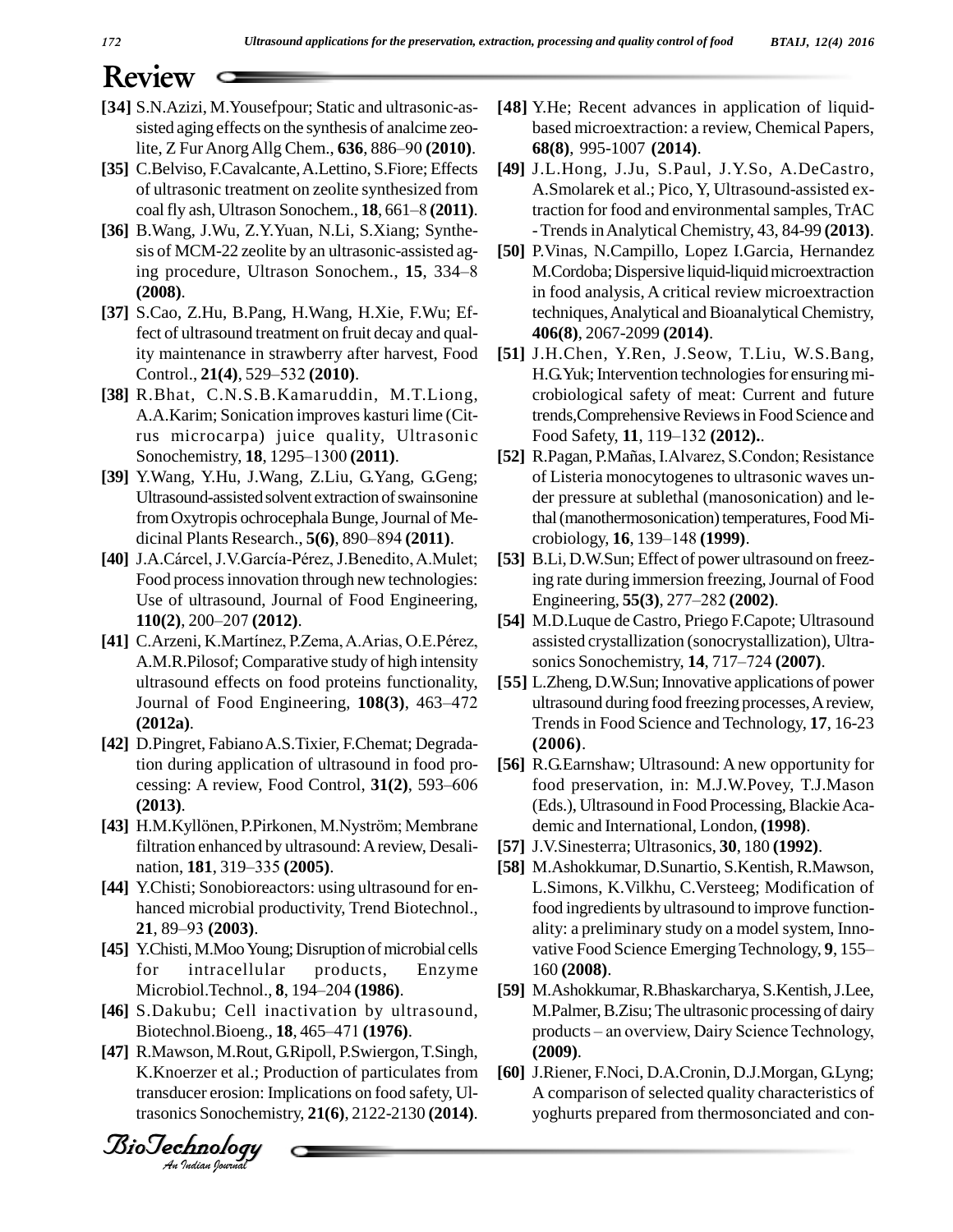**[34]** S.N.Azizi, M.Yousefpour; Static and ultrasonic-assisted aging effects on the synthesis of analcime zeolite, Z Fur Anorg Allg Chem., **636**, 886–90 **(2010)**.

**[35]** C.Belviso, F.Cavalcante, A.Lettino, S.Fiore; Effects of ultrasonic treatment on zeolite synthesized from coal fly ash, Ultrason Sonochem., **18**, 661–8 **(2011)**.

**[36]** B.Wang, J.Wu, Z.Y.Yuan, N.Li, S.Xiang; Synthesis of MCM-22 zeolite by an ultrasonic-assisted aging procedure, Ultrason Sonochem., **15**, 334–8 **(2008)**.

**[37]** S.Cao, Z.Hu, B.Pang, H.Wang, H.Xie, F.Wu; Effect of ultrasound treatment on fruit decay and quality maintenance in strawberry after harvest, Food Control., **21(4)**, 529–532 **(2010)**.

**[38]** R.Bhat, C.N.S.B.Kamaruddin, M.T.Liong, A.A.Karim; Sonication improves kasturi lime (Citrus microcarpa) juice quality, Ultrasonic Sonochemistry, **18**, 1295–1300 **(2011)**.

**[39]** Y.Wang, Y.Hu, J.Wang, Z.Liu, G.Yang, G.Geng; Ultrasound-assisted solvent extraction of swainsonine from Oxytropis ochrocephala Bunge, Journal of Medicinal Plants Research., **5(6)**, 890–894 **(2011)**.

**[40]** J.A.Cárcel, J.V.García-Pérez, J.Benedito, A.Mulet; Food process innovation through new technologies: Use of ultrasound, Journal of Food Engineering, **110(2)**, 200–207 **(2012)**.

**[41]** C.Arzeni, K.Martínez, P.Zema, A.Arias, O.E.Pérez, A.M.R.Pilosof; Comparative study of high intensity ultrasound effects on food proteins functionality, Journal of Food Engineering, **108(3)**, 463–472 **(2012a)**.

**[42]** D.Pingret, Fabiano A.S.Tixier, F.Chemat; Degradation during application of ultrasound in food processing: A review, Food Control, **31(2)**, 593–606 **(2013)**.

**[43]** H.M.Kyllönen, P.Pirkonen, M.Nyström; Membrane filtration enhanced by ultrasound: A review, Desalination, **181**, 319–335 **(2005)**.

**[44]** Y.Chisti; Sonobioreactors: using ultrasound for enhanced microbial productivity, Trend Biotechnol., **21**, 89–93 **(2003)**.

**[45]** Y.Chisti, M.Moo Young; Disruption of microbial cells for intracellular products, Enzyme Microbiol.Technol., **8**, 194–204 **(1986)**.

**[46]** S.Dakubu; Cell inactivation by ultrasound, Biotechnol.Bioeng., **18**, 465–471 **(1976)**.

**[47]** R.Mawson, M.Rout, G.Ripoll, P.Swiergon, T.Singh, K.Knoerzer et al.; Production of particulates from transducer erosion: Implications on food safety, Ultrasonics Sonochemistry, **21(6)**, 2122-2130 **(2014)**.

**[48]** Y.He; Recent advances in application of liquid-based microextraction: a review, Chemical Papers, **68(8)**, 995-1007 **(2014)**.

**[49]** J.L.Hong, J.Ju, S.Paul, J.Y.So, A.DeCastro, A.Smolarek et al.; Pico, Y, Ultrasound-assisted extraction for food and environmental samples, TrAC - Trends in Analytical Chemistry, 43, 84-99 **(2013)**.

**[50]** P.Vinas, N.Campillo, Lopez I.Garcia, Hernandez M.Cordoba; Dispersive liquid-liquid microextraction in food analysis, A critical review microextraction techniques, Analytical and Bioanalytical Chemistry, **406(8)**, 2067-2099 **(2014)**.

**[51]** J.H.Chen, Y.Ren, J.Seow, T.Liu, W.S.Bang, H.G.Yuk; Intervention technologies for ensuring microbiological safety of meat: Current and future trends, Comprehensive Reviews in Food Science and Food Safety, **11**, 119–132 **(2012).**.

**[52]** R.Pagan, P.Mañas, I.Alvarez, S.Condon; Resistance of Listeria monocytogenes to ultrasonic waves under pressure at sublethal (manosonication) and lethal (manothermosonication) temperatures, Food Microbiology, **16**, 139–148 **(1999)**.

**[53]** B.Li, D.W.Sun; Effect of power ultrasound on freezing rate during immersion freezing, Journal of Food Engineering, **55(3)**, 277–282 **(2002)**.

**[54]** M.D.Luque de Castro, Priego F.Capote; Ultrasound assisted crystallization (sonocrystallization), Ultrasonics Sonochemistry, **14**, 717–724 **(2007)**.

**[55]** L.Zheng, D.W.Sun; Innovative applications of power ultrasound during food freezing processes, A review, Trends in Food Science and Technology, **17**, 16-23 **(2006)**.

**[56]** R.G.Earnshaw; Ultrasound: A new opportunity for food preservation, in: M.J.W.Povey, T.J.Mason (Eds.), Ultrasound in Food Processing, Blackie Academic and International, London, **(1998)**.

**[57]** J.V.Sinesterra; Ultrasonics, **30**, 180 **(1992)**.

**[58]** M.Ashokkumar, D.Sunartio, S.Kentish, R.Mawson, L.Simons, K.Vilkhu, C.Versteeg; Modification of food ingredients by ultrasound to improve functionality: a preliminary study on a model system, Innovative Food Science Emerging Technology, **9**, 155–160 **(2008)**.

**[59]** M.Ashokkumar, R.Bhaskarcharya, S.Kentish, J.Lee, M.Palmer, B.Zisu; The ultrasonic processing of dairy products – an overview, Dairy Science Technology, **(2009)**.

**[60]** J.Riener, F.Noci, D.A.Cronin, D.J.Morgan, G.Lyng; A comparison of selected quality characteristics of yoghurts prepared from thermosonciated and con-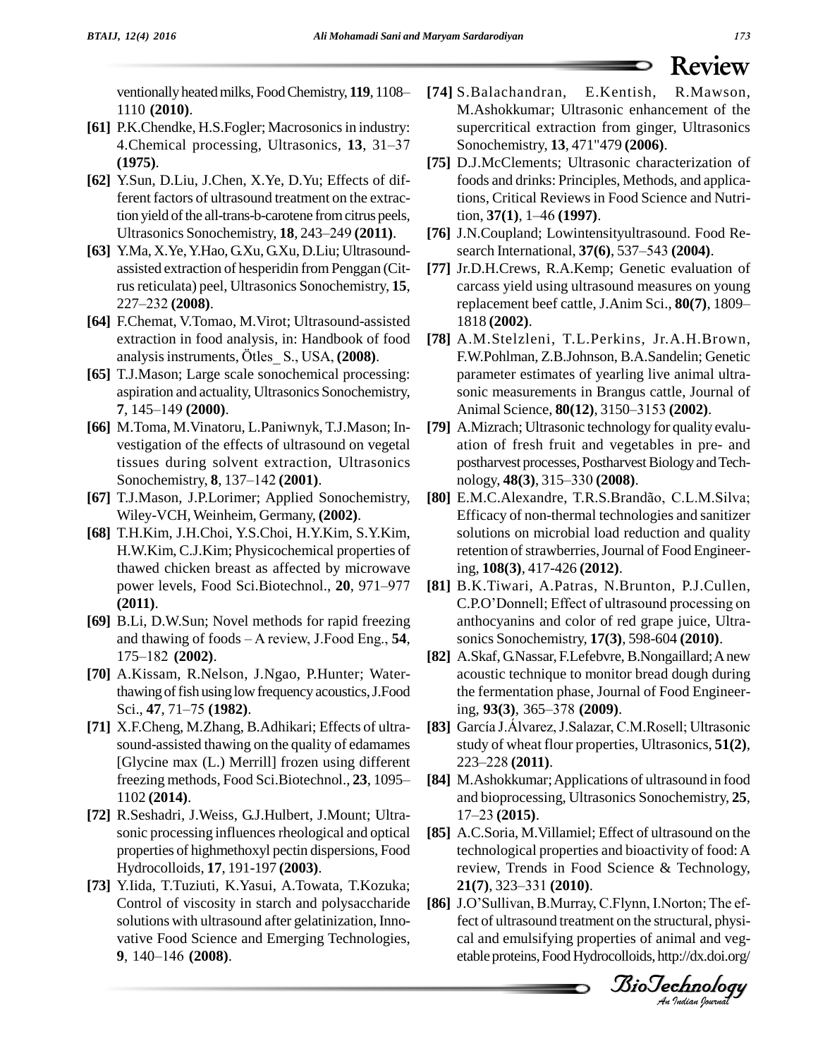ventionally heated milks, Food Chemistry, **119**, 1108–1110 **(2010)**.

**[61]** P.K.Chendke, H.S.Fogler; Macrosonics in industry: 4.Chemical processing, Ultrasonics, **13**, 31–37 **(1975)**.

**[62]** Y.Sun, D.Liu, J.Chen, X.Ye, D.Yu; Effects of different factors of ultrasound treatment on the extraction yield of the all-trans-b-carotene from citrus peels, Ultrasonics Sonochemistry, **18**, 243–249 **(2011)**.

**[63]** Y.Ma, X.Ye, Y.Hao, G.Xu, G.Xu, D.Liu; Ultrasound-assisted extraction of hesperidin from Penggan (Citrus reticulata) peel, Ultrasonics Sonochemistry, **15**, 227–232 **(2008)**.

**[64]** F.Chemat, V.Tomao, M.Virot; Ultrasound-assisted extraction in food analysis, in: Handbook of food analysis instruments, Ötles_ S., USA, **(2008)**.

**[65]** T.J.Mason; Large scale sonochemical processing: aspiration and actuality, Ultrasonics Sonochemistry, **7**, 145–149 **(2000)**.

**[66]** M.Toma, M.Vinatoru, L.Paniwnyk, T.J.Mason; Investigation of the effects of ultrasound on vegetal tissues during solvent extraction, Ultrasonics Sonochemistry, **8**, 137–142 **(2001)**.

**[67]** T.J.Mason, J.P.Lorimer; Applied Sonochemistry, Wiley-VCH, Weinheim, Germany, **(2002)**.

**[68]** T.H.Kim, J.H.Choi, Y.S.Choi, H.Y.Kim, S.Y.Kim, H.W.Kim, C.J.Kim; Physicochemical properties of thawed chicken breast as affected by microwave power levels, Food Sci.Biotechnol., **20**, 971–977 **(2011)**.

**[69]** B.Li, D.W.Sun; Novel methods for rapid freezing and thawing of foods – A review, J.Food Eng., **54**, 175–182 **(2002)**.

**[70]** A.Kissam, R.Nelson, J.Ngao, P.Hunter; Water-thawing of fish using low frequency acoustics, J.Food Sci., **47**, 71–75 **(1982)**.

**[71]** X.F.Cheng, M.Zhang, B.Adhikari; Effects of ultrasound-assisted thawing on the quality of edamames [Glycine max (L.) Merrill] frozen using different freezing methods, Food Sci.Biotechnol., **23**, 1095–1102 **(2014)**.

**[72]** R.Seshadri, J.Weiss, G.J.Hulbert, J.Mount; Ultrasonic processing influences rheological and optical properties of highmethoxyl pectin dispersions, Food Hydrocolloids, **17**, 191-197 **(2003)**.

**[73]** Y.Iida, T.Tuziuti, K.Yasui, A.Towata, T.Kozuka; Control of viscosity in starch and polysaccharide solutions with ultrasound after gelatinization, Innovative Food Science and Emerging Technologies, **9**, 140–146 **(2008)**.

**[74]** S.Balachandran, E.Kentish, R.Mawson, M.Ashokkumar; Ultrasonic enhancement of the supercritical extraction from ginger, Ultrasonics Sonochemistry, **13**, 471"479 **(2006)**.

**[75]** D.J.McClements; Ultrasonic characterization of foods and drinks: Principles, Methods, and applications, Critical Reviews in Food Science and Nutrition, **37(1)**, 1–46 **(1997)**.

**[76]** J.N.Coupland; Lowintensityultrasound. Food Research International, **37(6)**, 537–543 **(2004)**.

**[77]** Jr.D.H.Crews, R.A.Kemp; Genetic evaluation of carcass yield using ultrasound measures on young replacement beef cattle, J.Anim Sci., **80(7)**, 1809–1818 **(2002)**.

**[78]** A.M.Stelzleni, T.L.Perkins, Jr.A.H.Brown, F.W.Pohlman, Z.B.Johnson, B.A.Sandelin; Genetic parameter estimates of yearling live animal ultrasonic measurements in Brangus cattle, Journal of Animal Science, **80(12)**, 3150–3153 **(2002)**.

**[79]** A.Mizrach; Ultrasonic technology for quality evaluation of fresh fruit and vegetables in pre- and postharvest processes, Postharvest Biology and Technology, **48(3)**, 315–330 **(2008)**.

**[80]** E.M.C.Alexandre, T.R.S.Brandão, C.L.M.Silva; Efficacy of non-thermal technologies and sanitizer solutions on microbial load reduction and quality retention of strawberries, Journal of Food Engineering, **108(3)**, 417-426 **(2012)**.

**[81]** B.K.Tiwari, A.Patras, N.Brunton, P.J.Cullen, C.P.O'Donnell; Effect of ultrasound processing on anthocyanins and color of red grape juice, Ultrasonics Sonochemistry, **17(3)**, 598-604 **(2010)**.

**[82]** A.Skaf, G.Nassar, F.Lefebvre, B.Nongaillard; A new acoustic technique to monitor bread dough during the fermentation phase, Journal of Food Engineering, **93(3)**, 365–378 **(2009)**.

**[83]** García J.Álvarez, J.Salazar, C.M.Rosell; Ultrasonic study of wheat flour properties, Ultrasonics, **51(2)**, 223–228 **(2011)**.

**[84]** M.Ashokkumar; Applications of ultrasound in food and bioprocessing, Ultrasonics Sonochemistry, **25**, 17–23 **(2015)**.

**[85]** A.C.Soria, M.Villamiel; Effect of ultrasound on the technological properties and bioactivity of food: A review, Trends in Food Science & Technology, **21(7)**, 323–331 **(2010)**.

**[86]** J.O'Sullivan, B.Murray, C.Flynn, I.Norton; The effect of ultrasound treatment on the structural, physical and emulsifying properties of animal and vegetable proteins, Food Hydrocolloids, http://dx.doi.org/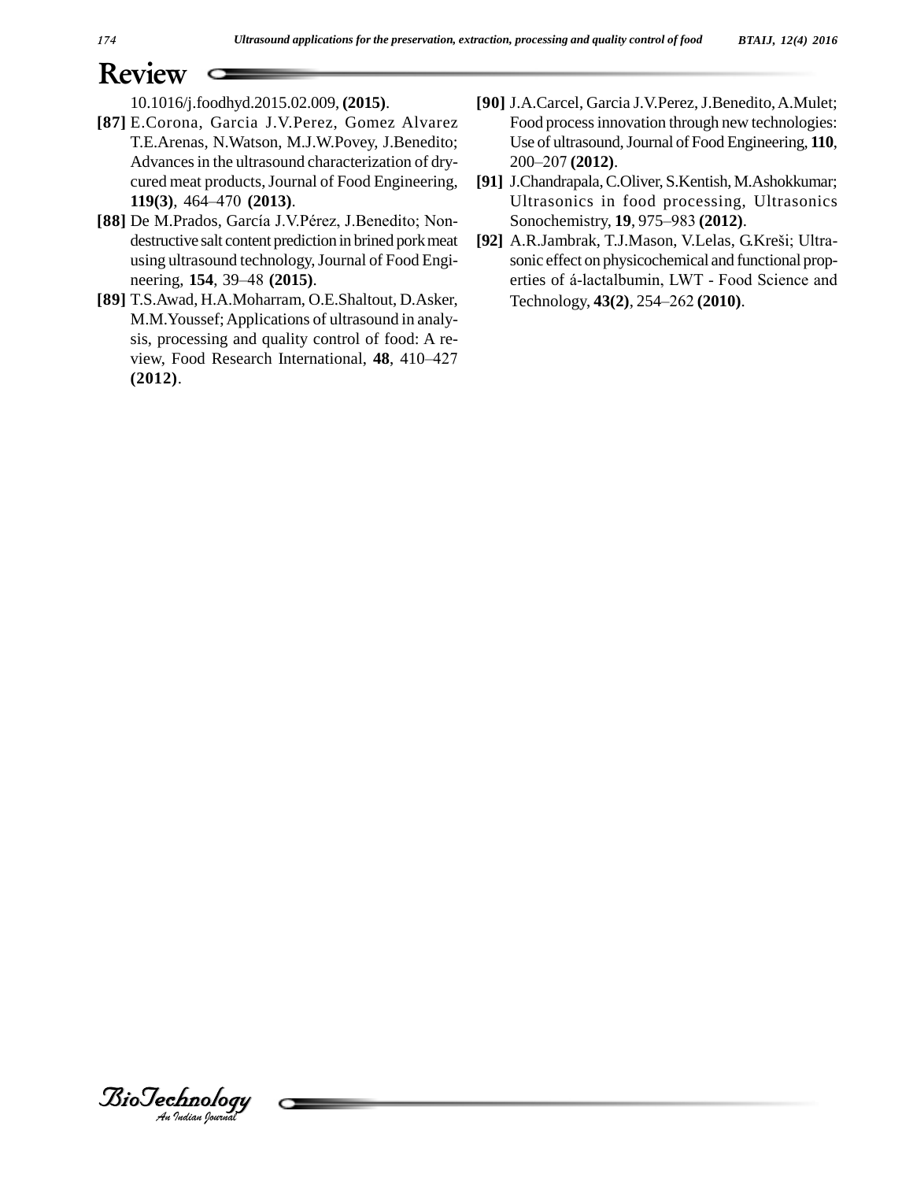10.1016/j.foodhyd.2015.02.009, **(2015)**.

**[87]** E.Corona, Garcia J.V.Perez, Gomez Alvarez T.E.Arenas, N.Watson, M.J.W.Povey, J.Benedito; Advances in the ultrasound characterization of dry-cured meat products, Journal of Food Engineering, **119(3)**, 464–470 **(2013)**.

**[88]** De M.Prados, García J.V.Pérez, J.Benedito; Non-destructive salt content prediction in brined pork meat using ultrasound technology, Journal of Food Engineering, **154**, 39–48 **(2015)**.

**[89]** T.S.Awad, H.A.Moharram, O.E.Shaltout, D.Asker, M.M.Youssef; Applications of ultrasound in analysis, processing and quality control of food: A review, Food Research International, **48**, 410–427 **(2012)**.

**[90]** J.A.Carcel, Garcia J.V.Perez, J.Benedito, A.Mulet; Food process innovation through new technologies: Use of ultrasound, Journal of Food Engineering, **110**, 200–207 **(2012)**.

**[91]** J.Chandrapala, C.Oliver, S.Kentish, M.Ashokkumar; Ultrasonics in food processing, Ultrasonics Sonochemistry, **19**, 975–983 **(2012)**.

**[92]** A.R.Jambrak, T.J.Mason, V.Lelas, G.Kreši; Ultrasonic effect on physicochemical and functional properties of á-lactalbumin, LWT - Food Science and Technology, **43(2)**, 254–262 **(2010)**.